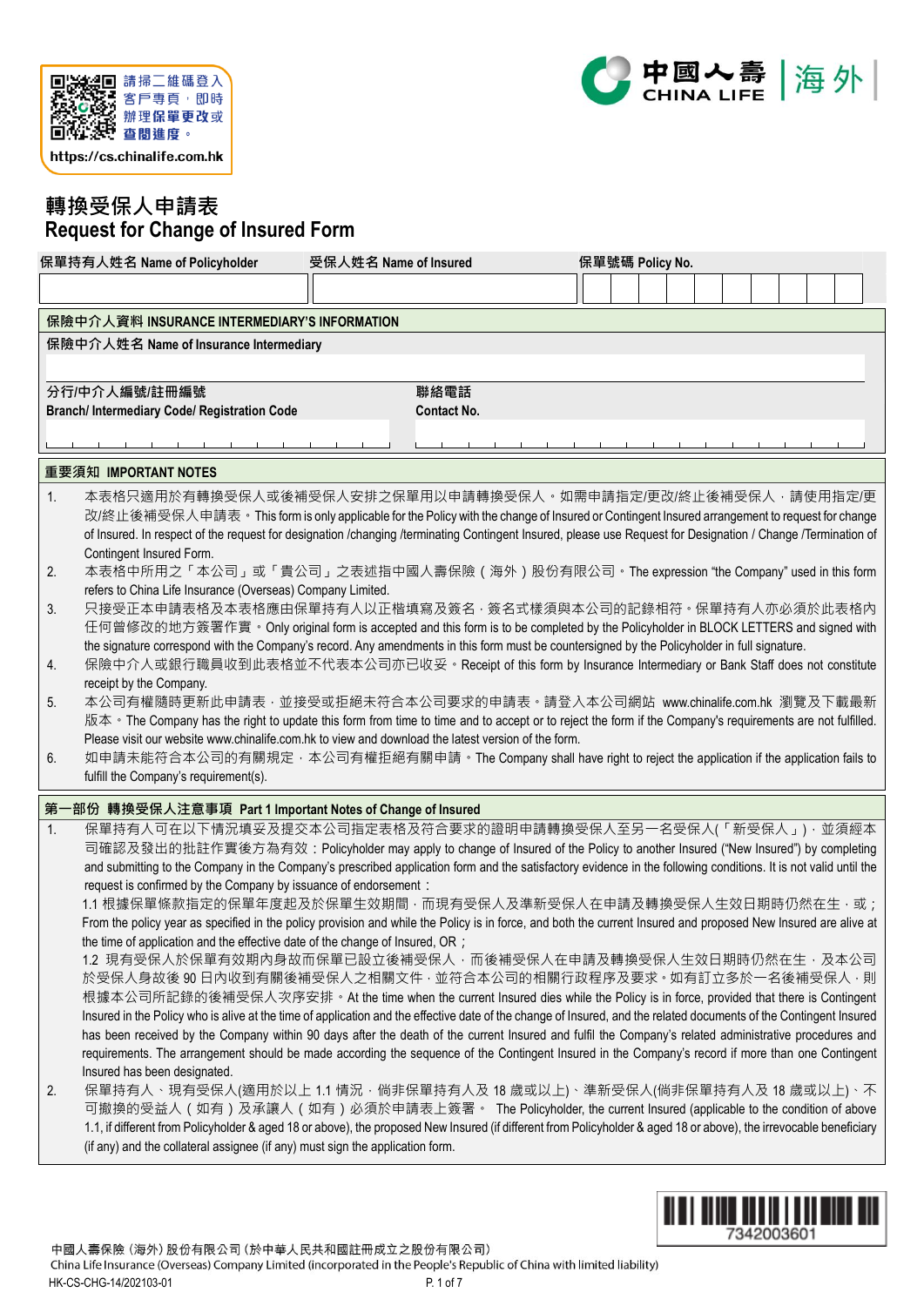請掃二維碼登入客戶專頁，即時辦理保單更改或查閱進度。

https://cs.chinalife.com.hk

中國人壽 CHINA LIFE | 海外

# 轉換受保人申請表
# Request for Change of Insured Form

| 保單持有人姓名 Name of Policyholder | 受保人姓名 Name of Insured | 保單號碼 Policy No. |
|---|---|---|
| | | |

**保險中介人資料 INSURANCE INTERMEDIARY'S INFORMATION**

保險中介人姓名 Name of Insurance Intermediary

分行/中介人編號/註冊編號
Branch/ Intermediary Code/ Registration Code

聯絡電話
Contact No.

**重要須知 IMPORTANT NOTES**

1. 本表格只適用於有轉換受保人或後補受保人安排之保單用以申請轉換受保人。如需申請指定/更改/終止後補受保人，請使用指定/更改/終止後補受保人申請表。This form is only applicable for the Policy with the change of Insured or Contingent Insured arrangement to request for change of Insured. In respect of the request for designation /changing /terminating Contingent Insured, please use Request for Designation / Change /Termination of Contingent Insured Form.
2. 本表格中所用之「本公司」或「貴公司」之表述指中國人壽保險（海外）股份有限公司。The expression "the Company" used in this form refers to China Life Insurance (Overseas) Company Limited.
3. 只接受正本申請表格及本表格應由保單持有人以正楷填寫及簽名，簽名式樣須與本公司的記錄相符。保單持有人亦必須於此表格內任何曾修改的地方簽署作實。Only original form is accepted and this form is to be completed by the Policyholder in BLOCK LETTERS and signed with the signature correspond with the Company's record. Any amendments in this form must be countersigned by the Policyholder in full signature.
4. 保險中介人或銀行職員收到此表格並不代表本公司亦已收妥。Receipt of this form by Insurance Intermediary or Bank Staff does not constitute receipt by the Company.
5. 本公司有權隨時更新此申請表，並接受或拒絕未符合本公司要求的申請表。請登入本公司網站 www.chinalife.com.hk 瀏覽及下載最新版本。The Company has the right to update this form from time to time and to accept or to reject the form if the Company's requirements are not fulfilled. Please visit our website www.chinalife.com.hk to view and download the latest version of the form.
6. 如申請未能符合本公司的有關規定，本公司有權拒絕有關申請。The Company shall have right to reject the application if the application fails to fulfill the Company's requirement(s).

**第一部份 轉換受保人注意事項 Part 1 Important Notes of Change of Insured**

1. 保單持有人可在以下情況填妥及提交本公司指定表格及符合要求的證明申請轉換受保人至另一名受保人(「新受保人」)，並須經本司確認及發出的批註作實後方為有效：Policyholder may apply to change of Insured of the Policy to another Insured ("New Insured") by completing and submitting to the Company in the Company's prescribed application form and the satisfactory evidence in the following conditions. It is not valid until the request is confirmed by the Company by issuance of endorsement：

   1.1 根據保單條款指定的保單年度起及於保單生效期間，而現有受保人及準新受保人在申請及轉換受保人生效日期時仍然在生，或；From the policy year as specified in the policy provision and while the Policy is in force, and both the current Insured and proposed New Insured are alive at the time of application and the effective date of the change of Insured, OR；

   1.2 現有受保人於保單有效期內身故而保單已設立後補受保人，而後補受保人在申請及轉換受保人生效日期時仍然在生，及本公司於受保人身故後 90 日內收到有關後補受保人之相關文件，並符合本公司的相關行政程序及要求。如有訂立多於一名後補受保人，則根據本公司所記錄的後補受保人次序安排。At the time when the current Insured dies while the Policy is in force, provided that there is Contingent Insured in the Policy who is alive at the time of application and the effective date of the change of Insured, and the related documents of the Contingent Insured has been received by the Company within 90 days after the death of the current Insured and fulfil the Company's related administrative procedures and requirements. The arrangement should be made according the sequence of the Contingent Insured in the Company's record if more than one Contingent Insured has been designated.

2. 保單持有人、現有受保人(適用於以上 1.1 情況，倘非保單持有人及 18 歲或以上)、準新受保人(倘非保單持有人及 18 歲或以上)、不可撤換的受益人（如有）及承讓人（如有）必須於申請表上簽署。 The Policyholder, the current Insured (applicable to the condition of above 1.1, if different from Policyholder & aged 18 or above), the proposed New Insured (if different from Policyholder & aged 18 or above), the irrevocable beneficiary (if any) and the collateral assignee (if any) must sign the application form.

7342003601

中國人壽保險 (海外) 股份有限公司 (於中華人民共和國註冊成立之股份有限公司)
China Life Insurance (Overseas) Company Limited (incorporated in the People's Republic of China with limited liability)
HK-CS-CHG-14/202103-01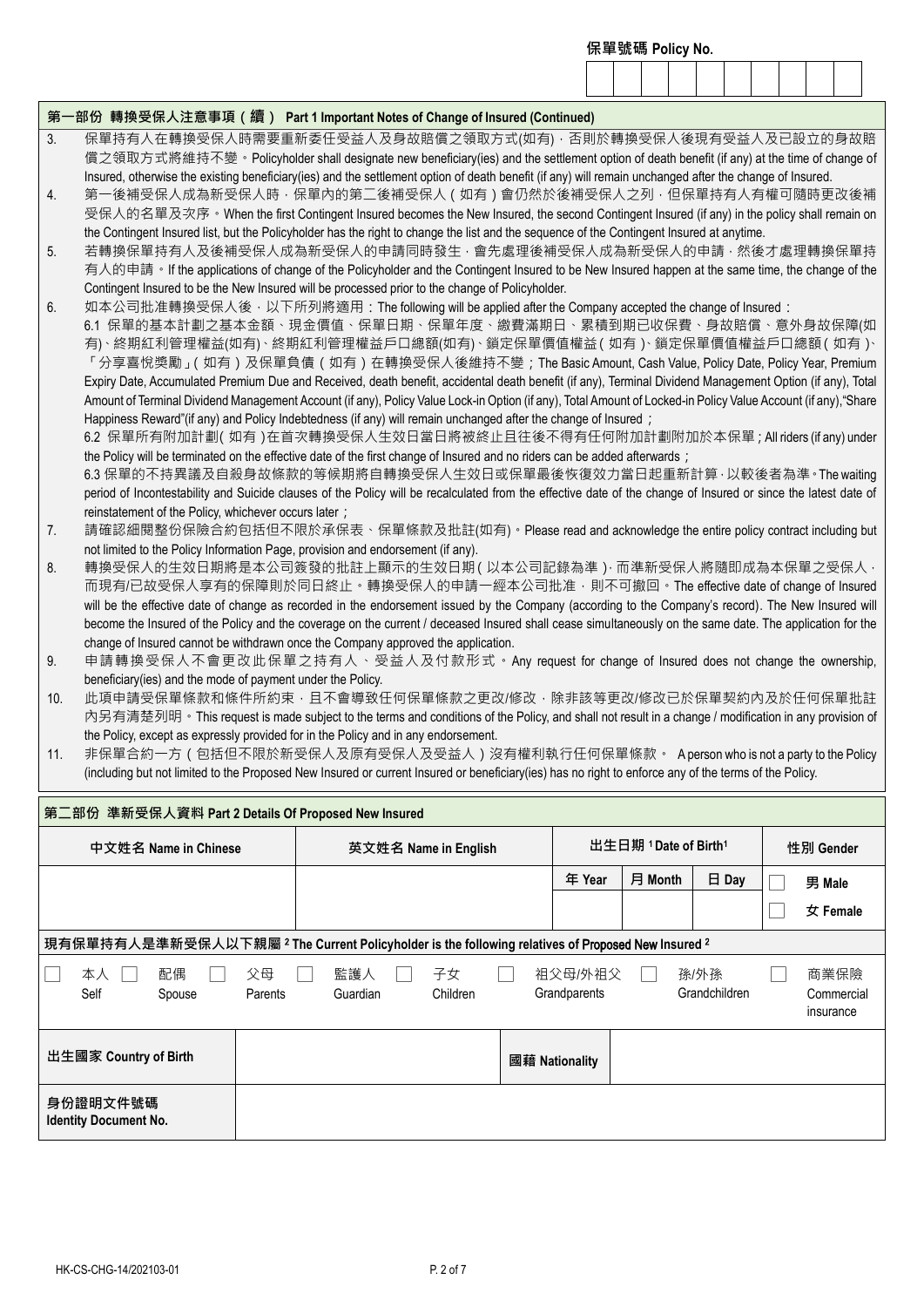保單號碼 Policy No.

| | | | | | | | | | | |
|---|---|---|---|---|---|---|---|---|---|---|
| | | | | | | | | | | |

## 第一部份 轉換受保人注意事項（續） Part 1 Important Notes of Change of Insured (Continued)

3. 保單持有人在轉換受保人時需要重新委任受益人及身故賠償之領取方式(如有)，否則於轉換受保人後現有受益人及已設立的身故賠償之領取方式將維持不變。Policyholder shall designate new beneficiary(ies) and the settlement option of death benefit (if any) at the time of change of Insured, otherwise the existing beneficiary(ies) and the settlement option of death benefit (if any) will remain unchanged after the change of Insured.
4. 第一後補受保人成為新受保人時，保單內的第二後補受保人（如有）會仍然於後補受保人之列，但保單持有人有權可隨時更改後補受保人的名單及次序。When the first Contingent Insured becomes the New Insured, the second Contingent Insured (if any) in the policy shall remain on the Contingent Insured list, but the Policyholder has the right to change the list and the sequence of the Contingent Insured at anytime.
5. 若轉換保單持有人及後補受保人成為新受保人的申請同時發生，會先處理後補受保人成為新受保人的申請，然後才處理轉換保單持有人的申請。If the applications of change of the Policyholder and the Contingent Insured to be New Insured happen at the same time, the change of the Contingent Insured to be the New Insured will be processed prior to the change of Policyholder.
6. 如本公司批准轉換受保人後，以下所列將適用：The following will be applied after the Company accepted the change of Insured：
   6.1 保單的基本計劃之基本金額、現金價值、保單日期、保單年度、繳費滿期日、累積到期已收保費、身故賠償、意外身故保障(如有)、終期紅利管理權益(如有)、終期紅利管理權益戶口總額(如有)、鎖定保單價值權益（如有）、鎖定保單價值權益戶口總額（如有）、「分享喜悅獎勵」（如有）及保單負債（如有）在轉換受保人後維持不變；The Basic Amount, Cash Value, Policy Date, Policy Year, Premium Expiry Date, Accumulated Premium Due and Received, death benefit, accidental death benefit (if any), Terminal Dividend Management Option (if any), Total Amount of Terminal Dividend Management Account (if any), Policy Value Lock-in Option (if any), Total Amount of Locked-in Policy Value Account (if any),"Share Happiness Reward"(if any) and Policy Indebtedness (if any) will remain unchanged after the change of Insured；
   6.2 保單所有附加計劃(如有)在首次轉換受保人生效日當日將被終止且往後不得有任何附加計劃附加於本保單；All riders (if any) under the Policy will be terminated on the effective date of the first change of Insured and no riders can be added afterwards；
   6.3 保單的不持異議及自殺身故條款的等候期將自轉換受保人生效日或保單最後恢復效力當日起重新計算，以較後者為準。The waiting period of Incontestability and Suicide clauses of the Policy will be recalculated from the effective date of the change of Insured or since the latest date of reinstatement of the Policy, whichever occurs later；
7. 請確認細閱整份保險合約包括但不限於承保表、保單條款及批註(如有)。Please read and acknowledge the entire policy contract including but not limited to the Policy Information Page, provision and endorsement (if any).
8. 轉換受保人的生效日期將是本公司簽發的批註上顯示的生效日期（以本公司記錄為準），而準新受保人將隨即成為本保單之受保人，而現有/已故受保人享有的保障則於同日終止。轉換受保人的申請一經本公司批准，則不可撤回。The effective date of change of Insured will be the effective date of change as recorded in the endorsement issued by the Company (according to the Company's record). The New Insured will become the Insured of the Policy and the coverage on the current / deceased Insured shall cease simultaneously on the same date. The application for the change of Insured cannot be withdrawn once the Company approved the application.
9. 申請轉換受保人不會更改此保單之持有人、受益人及付款形式。Any request for change of Insured does not change the ownership, beneficiary(ies) and the mode of payment under the Policy.
10. 此項申請受保單條款和條件所約束，且不會導致任何保單條款之更改/修改，除非該等更改/修改已於保單契約內及於任何保單批註內另有清楚列明。This request is made subject to the terms and conditions of the Policy, and shall not result in a change / modification in any provision of the Policy, except as expressly provided for in the Policy and in any endorsement.
11. 非保單合約一方（包括但不限於新受保人及原有受保人及受益人）沒有權利執行任何保單條款。 A person who is not a party to the Policy (including but not limited to the Proposed New Insured or current Insured or beneficiary(ies)) has no right to enforce any of the terms of the Policy.

## 第二部份 準新受保人資料 Part 2 Details Of Proposed New Insured

| 中文姓名 Name in Chinese | 英文姓名 Name in English | 出生日期 [1] Date of Birth[1] | | | 性別 Gender |
|---|---|---|---|---|---|
| | | 年 Year | 月 Month | 日 Day | ☐ 男 Male ☐ 女 Female |
| | | | | | |

現有保單持有人是準新受保人以下親屬 [2] The Current Policyholder is the following relatives of Proposed New Insured [2]

☐ 本人 Self ☐ 配偶 Spouse ☐ 父母 Parents ☐ 監護人 Guardian ☐ 子女 Children ☐ 祖父母/外祖父 Grandparents ☐ 孫/外孫 Grandchildren ☐ 商業保險 Commercial insurance

| | | | |
|---|---|---|---|
| 出生國家 Country of Birth | | 國籍 Nationality | |
| 身份證明文件號碼 Identity Document No. | | | |

HK-CS-CHG-14/202103-01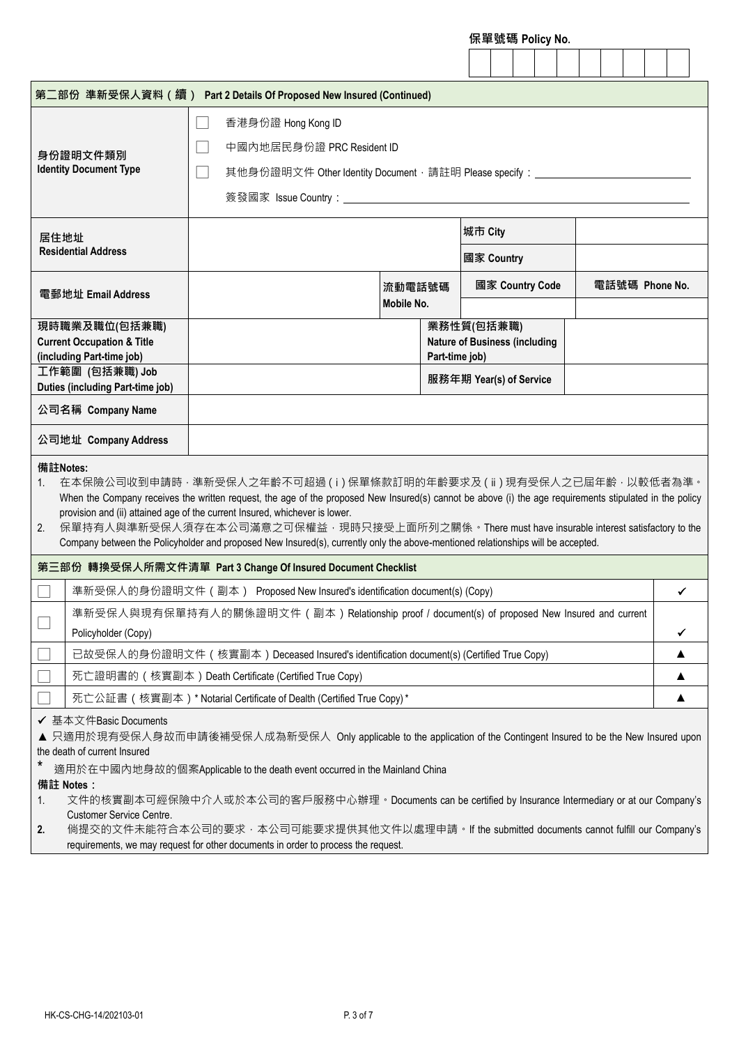保單號碼 Policy No.

| | | | | | | | | | |
|---|---|---|---|---|---|---|---|---|---|
| | | | | | | | | | |

## 第二部份 準新受保人資料（續） Part 2 Details Of Proposed New Insured (Continued)

| | | | | | |
|---|---|---|---|---|---|
| **身份證明文件類別 Identity Document Type** | ☐ 香港身份證 Hong Kong ID<br>☐ 中國內地居民身份證 PRC Resident ID<br>☐ 其他身份證明文件 Other Identity Document，請註明 Please specify：\_\_\_\_\_\_\_\_\_\_<br>簽發國家 Issue Country：\_\_\_\_\_\_\_\_\_\_ | | | | |
| **居住地址 Residential Address** | | | **城市 City** | | |
| | | | **國家 Country** | | |
| **電郵地址 Email Address** | | **流動電話號碼 Mobile No.** | **國家 Country Code** | **電話號碼 Phone No.** | |
| | | | | | |
| **現時職業及職位(包括兼職) Current Occupation & Title (including Part-time job)** | | **業務性質(包括兼職) Nature of Business (including Part-time job)** | | | |
| **工作範圍 (包括兼職) Job Duties (including Part-time job)** | | **服務年期 Year(s) of Service** | | | |
| **公司名稱 Company Name** | | | | | |
| **公司地址 Company Address** | | | | | |

**備註Notes:**

1. 在本保險公司收到申請時，準新受保人之年齡不可超過（i）保單條款訂明的年齡要求及（ii）現有受保人之已屆年齡，以較低者為準。When the Company receives the written request, the age of the proposed New Insured(s) cannot be above (i) the age requirements stipulated in the policy provision and (ii) attained age of the current Insured, whichever is lower.
2. 保單持有人與準新受保人須存在本公司滿意之可保權益，現時只接受上面所列之關係。There must have insurable interest satisfactory to the Company between the Policyholder and proposed New Insured(s), currently only the above-mentioned relationships will be accepted.

## 第三部份 轉換受保人所需文件清單 Part 3 Change Of Insured Document Checklist

| | | |
|---|---|---|
| ☐ | 準新受保人的身份證明文件（副本） Proposed New Insured's identification document(s) (Copy) | ✓ |
| ☐ | 準新受保人與現有保單持有人的關係證明文件（副本）Relationship proof / document(s) of proposed New Insured and current Policyholder (Copy) | ✓ |
| ☐ | 已故受保人的身份證明文件（核實副本）Deceased Insured's identification document(s) (Certified True Copy) | ▲ |
| ☐ | 死亡證明書的（核實副本）Death Certificate (Certified True Copy) | ▲ |
| ☐ | 死亡公証書（核實副本）* Notarial Certificate of Dealth (Certified True Copy) * | ▲ |

✓ 基本文件Basic Documents

▲ 只適用於現有受保人身故而申請後補受保人成為新受保人 Only applicable to the application of the Contingent Insured to be the New Insured upon the death of current Insured

\* 適用於在中國內地身故的個案Applicable to the death event occurred in the Mainland China

**備註 Notes：**

1. 文件的核實副本可經保險中介人或於本公司的客戶服務中心辦理。Documents can be certified by Insurance Intermediary or at our Company's Customer Service Centre.
2. 倘提交的文件未能符合本公司的要求，本公司可能要求提供其他文件以處理申請。If the submitted documents cannot fulfill our Company's requirements, we may request for other documents in order to process the request.

HK-CS-CHG-14/202103-01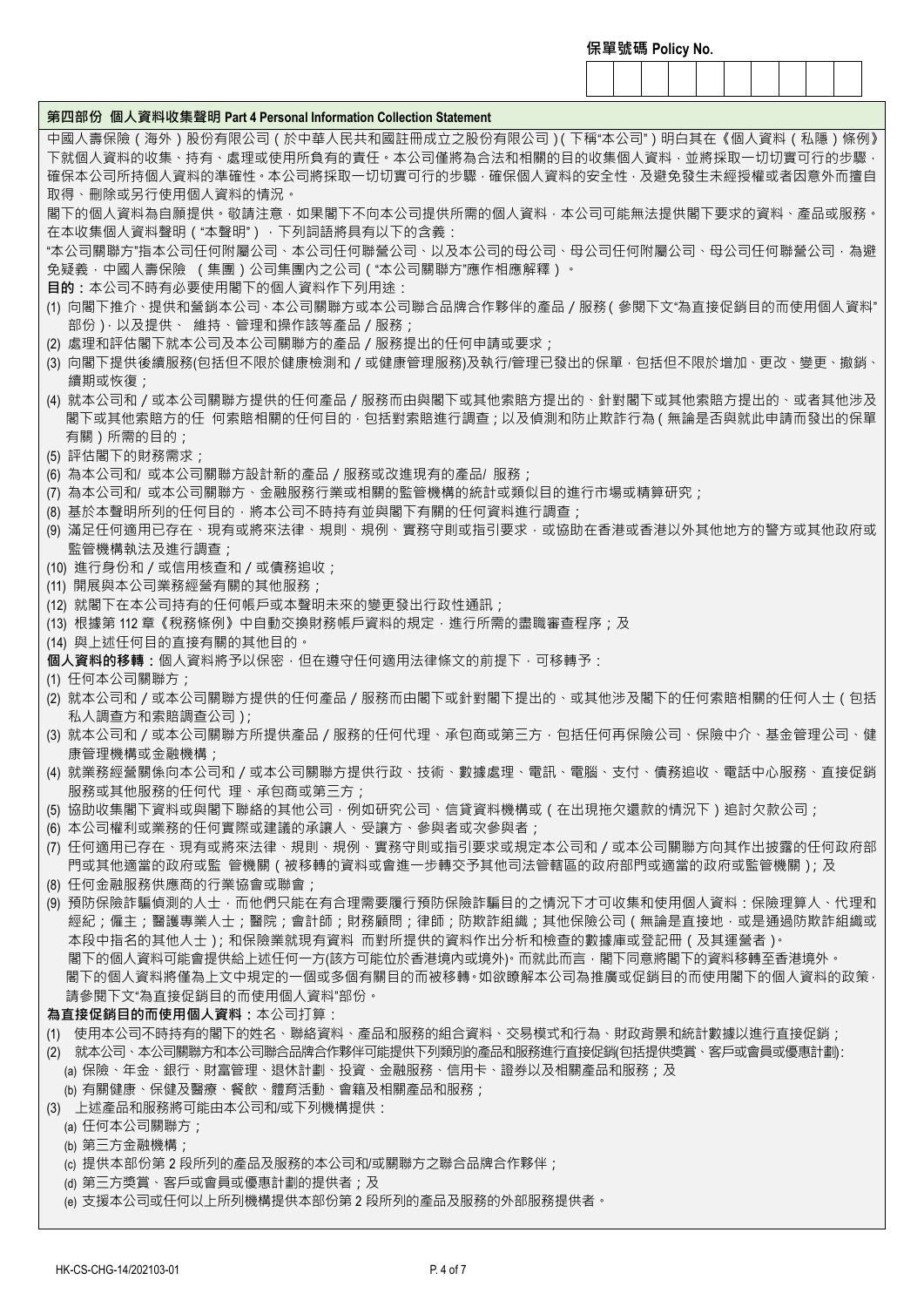保單號碼 Policy No.

## 第四部份 個人資料收集聲明 Part 4 Personal Information Collection Statement

中國人壽保險（海外）股份有限公司（於中華人民共和國註冊成立之股份有限公司）(下稱"本公司")明白其在《個人資料（私隱）條例》下就個人資料的收集、持有、處理或使用所負有的責任。本公司僅將為合法和相關的目的收集個人資料，並將採取一切切實可行的步驟，確保本公司所持個人資料的準確性。本公司將採取一切切實可行的步驟，確保個人資料的安全性，及避免發生未經授權或者因意外而擅自取得、刪除或另行使用個人資料的情況。

閣下的個人資料為自願提供。敬請注意，如果閣下不向本公司提供所需的個人資料，本公司可能無法提供閣下要求的資料、產品或服務。在本收集個人資料聲明（"本聲明"），下列詞語將具有以下的含義：

"本公司關聯方"指本公司任何附屬公司、本公司任何聯營公司、以及本公司的母公司、母公司任何附屬公司、母公司任何聯營公司，為避免疑義，中國人壽保險 （集團）公司集團內之公司（"本公司關聯方"應作相應解釋）。

**目的：**本公司不時有必要使用閣下的個人資料作下列用途：

(1) 向閣下推介、提供和營銷本公司、本公司關聯方或本公司聯合品牌合作夥伴的產品／服務（參閱下文"為直接促銷目的而使用個人資料"部份），以及提供、 維持、管理和操作該等產品／服務；
(2) 處理和評估閣下就本公司及本公司關聯方的產品／服務提出的任何申請或要求；
(3) 向閣下提供後續服務(包括但不限於健康檢測和／或健康管理服務)及執行/管理已發出的保單，包括但不限於增加、更改、變更、撤銷、續期或恢復；
(4) 就本公司和／或本公司關聯方提供的任何產品／服務而由與閣下或其他索賠方提出的、針對閣下或其他索賠方提出的、或者其他涉及閣下或其他索賠方的任 何索賠相關的任何目的，包括對索賠進行調查；以及偵測和防止欺詐行為（無論是否與就此申請而發出的保單有關）所需的目的；
(5) 評估閣下的財務需求；
(6) 為本公司和/ 或本公司關聯方設計新的產品／服務或改進現有的產品/ 服務；
(7) 為本公司和/ 或本公司關聯方、金融服務行業或相關的監管機構的統計或類似目的進行市場或精算研究；
(8) 基於本聲明所列的任何目的，將本公司不時持有並與閣下有關的任何資料進行調查；
(9) 滿足任何適用已存在、現有或將來法律、規則、規例、實務守則或指引要求，或協助在香港或香港以外其他地方的警方或其他政府或監管機構執法及進行調查；
(10) 進行身份和／或信用核查和／或債務追收；
(11) 開展與本公司業務經營有關的其他服務；
(12) 就閣下在本公司持有的任何帳戶或本聲明未來的變更發出行政性通訊；
(13) 根據第 112 章《稅務條例》中自動交換財務帳戶資料的規定，進行所需的盡職審查程序；及
(14) 與上述任何目的直接有關的其他目的。

**個人資料的移轉：**個人資料將予以保密，但在遵守任何適用法律條文的前提下，可移轉予：

(1) 任何本公司關聯方；
(2) 就本公司和／或本公司關聯方提供的任何產品／服務而由閣下或針對閣下提出的、或其他涉及閣下的任何索賠相關的任何人士（包括私人調查方和索賠調查公司）；
(3) 就本公司和／或本公司關聯方所提供產品／服務的任何代理、承包商或第三方，包括任何再保險公司、保險中介、基金管理公司、健康管理機構或金融機構；
(4) 就業務經營關係向本公司和／或本公司關聯方提供行政、技術、數據處理、電訊、電腦、支付、債務追收、電話中心服務、直接促銷服務或其他服務的任何代 理、承包商或第三方；
(5) 協助收集閣下資料或與閣下聯絡的其他公司，例如研究公司、信貸資料機構或（在出現拖欠還款的情況下）追討欠款公司；
(6) 本公司權利或業務的任何實際或建議的承讓人、受讓方、參與者或次參與者；
(7) 任何適用已存在、現有或將來法律、規則、規例、實務守則或指引要求或規定本公司和／或本公司關聯方向其作出披露的任何政府部門或其他適當的政府或監 管機關（被移轉的資料或會進一步轉交予其他司法管轄區的政府部門或適當的政府或監管機關）；及
(8) 任何金融服務供應商的行業協會或聯會；
(9) 預防保險詐騙偵測的人士，而他們只能在有合理需要履行預防保險詐騙目的之情況下才可收集和使用個人資料：保險理算人、代理和經紀；僱主；醫護專業人士；醫院；會計師；財務顧問；律師；防欺詐組織；其他保險公司（無論是直接地，或是通過防欺詐組織或本段中指名的其他人士）；和保險業就現有資料 而對所提供的資料作出分析和檢查的數據庫或登記冊（及其運營者）。

閣下的個人資料可能會提供給上述任何一方(該方可能位於香港境內或境外)。而就此而言，閣下同意將閣下的資料移轉至香港境外。

閣下的個人資料將僅為上文中規定的一個或多個有關目的而被移轉。如欲瞭解本公司為推廣或促銷目的而使用閣下的個人資料的政策，請參閱下文"為直接促銷目的而使用個人資料"部份。

**為直接促銷目的而使用個人資料：**本公司打算：

(1) 使用本公司不時持有的閣下的姓名、聯絡資料、產品和服務的組合資料、交易模式和行為、財政背景和統計數據以進行直接促銷；
(2) 就本公司、本公司關聯方和本公司聯合品牌合作夥伴可能提供下列類別的產品和服務進行直接促銷(包括提供獎賞、客戶或會員或優惠計劃):
  (a) 保險、年金、銀行、財富管理、退休計劃、投資、金融服務、信用卡、證券以及相關產品和服務；及
  (b) 有關健康、保健及醫療、餐飲、體育活動、會籍及相關產品和服務；
(3) 上述產品和服務將可能由本公司和/或下列機構提供：
  (a) 任何本公司關聯方；
  (b) 第三方金融機構；
  (c) 提供本部份第 2 段所列的產品及服務的本公司和/或關聯方之聯合品牌合作夥伴；
  (d) 第三方獎賞、客戶或會員或優惠計劃的提供者；及
  (e) 支援本公司或任何以上所列機構提供本部份第 2 段所列的產品及服務的外部服務提供者。

HK-CS-CHG-14/202103-01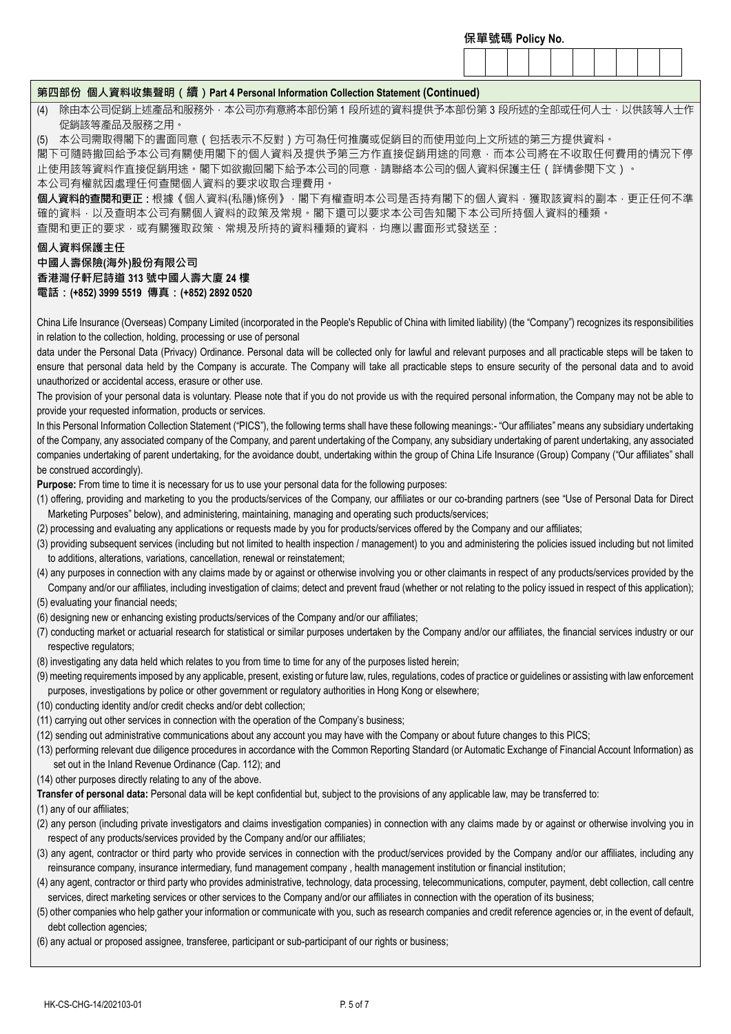保單號碼 Policy No.

## 第四部份 個人資料收集聲明（續）Part 4 Personal Information Collection Statement (Continued)

(4) 除由本公司促銷上述產品和服務外，本公司亦有意將本部份第 1 段所述的資料提供予本部份第 3 段所述的全部或任何人士，以供該等人士作促銷該等產品及服務之用。

(5) 本公司需取得閣下的書面同意（包括表示不反對）方可為任何推廣或促銷目的而使用並向上文所述的第三方提供資料。

閣下可隨時撤回給予本公司有關使用閣下的個人資料及提供予第三方作直接促銷用途的同意，而本公司將在不收取任何費用的情況下停止使用該等資料作直接促銷用途。閣下如欲撤回閣下給予本公司的同意，請聯絡本公司的個人資料保護主任（詳情參閱下文）。

本公司有權就因處理任何查閱個人資料的要求收取合理費用。

**個人資料的查閱和更正：**根據《個人資料(私隱)條例》，閣下有權查明本公司是否持有閣下的個人資料，獲取該資料的副本，更正任何不準確的資料，以及查明本公司有關個人資料的政策及常規。閣下還可以要求本公司告知閣下本公司所持個人資料的種類。

查閱和更正的要求，或有關獲取政策、常規及所持的資料種類的資料，均應以書面形式發送至：

**個人資料保護主任**
**中國人壽保險(海外)股份有限公司**
**香港灣仔軒尼詩道 313 號中國人壽大廈 24 樓**
**電話：(+852) 3999 5519 傳真：(+852) 2892 0520**

China Life Insurance (Overseas) Company Limited (incorporated in the People's Republic of China with limited liability) (the "Company") recognizes its responsibilities in relation to the collection, holding, processing or use of personal data under the Personal Data (Privacy) Ordinance. Personal data will be collected only for lawful and relevant purposes and all practicable steps will be taken to ensure that personal data held by the Company is accurate. The Company will take all practicable steps to ensure security of the personal data and to avoid unauthorized or accidental access, erasure or other use.

The provision of your personal data is voluntary. Please note that if you do not provide us with the required personal information, the Company may not be able to provide your requested information, products or services.

In this Personal Information Collection Statement ("PICS"), the following terms shall have these following meanings:- "Our affiliates" means any subsidiary undertaking of the Company, any associated company of the Company, and parent undertaking of the Company, any subsidiary undertaking of parent undertaking, any associated companies undertaking of parent undertaking, for the avoidance doubt, undertaking within the group of China Life Insurance (Group) Company ("Our affiliates" shall be construed accordingly).

**Purpose:** From time to time it is necessary for us to use your personal data for the following purposes:

(1) offering, providing and marketing to you the products/services of the Company, our affiliates or our co-branding partners (see "Use of Personal Data for Direct Marketing Purposes" below), and administering, maintaining, managing and operating such products/services;
(2) processing and evaluating any applications or requests made by you for products/services offered by the Company and our affiliates;
(3) providing subsequent services (including but not limited to health inspection / management) to you and administering the policies issued including but not limited to additions, alterations, variations, cancellation, renewal or reinstatement;
(4) any purposes in connection with any claims made by or against or otherwise involving you or other claimants in respect of any products/services provided by the Company and/or our affiliates, including investigation of claims; detect and prevent fraud (whether or not relating to the policy issued in respect of this application);
(5) evaluating your financial needs;
(6) designing new or enhancing existing products/services of the Company and/or our affiliates;
(7) conducting market or actuarial research for statistical or similar purposes undertaken by the Company and/or our affiliates, the financial services industry or our respective regulators;
(8) investigating any data held which relates to you from time to time for any of the purposes listed herein;
(9) meeting requirements imposed by any applicable, present, existing or future law, rules, regulations, codes of practice or guidelines or assisting with law enforcement purposes, investigations by police or other government or regulatory authorities in Hong Kong or elsewhere;
(10) conducting identity and/or credit checks and/or debt collection;
(11) carrying out other services in connection with the operation of the Company's business;
(12) sending out administrative communications about any account you may have with the Company or about future changes to this PICS;
(13) performing relevant due diligence procedures in accordance with the Common Reporting Standard (or Automatic Exchange of Financial Account Information) as set out in the Inland Revenue Ordinance (Cap. 112); and
(14) other purposes directly relating to any of the above.

**Transfer of personal data:** Personal data will be kept confidential but, subject to the provisions of any applicable law, may be transferred to:

(1) any of our affiliates;
(2) any person (including private investigators and claims investigation companies) in connection with any claims made by or against or otherwise involving you in respect of any products/services provided by the Company and/or our affiliates;
(3) any agent, contractor or third party who provide services in connection with the product/services provided by the Company and/or our affiliates, including any reinsurance company, insurance intermediary, fund management company , health management institution or financial institution;
(4) any agent, contractor or third party who provides administrative, technology, data processing, telecommunications, computer, payment, debt collection, call centre services, direct marketing services or other services to the Company and/or our affiliates in connection with the operation of its business;
(5) other companies who help gather your information or communicate with you, such as research companies and credit reference agencies or, in the event of default, debt collection agencies;
(6) any actual or proposed assignee, transferee, participant or sub-participant of our rights or business;

HK-CS-CHG-14/202103-01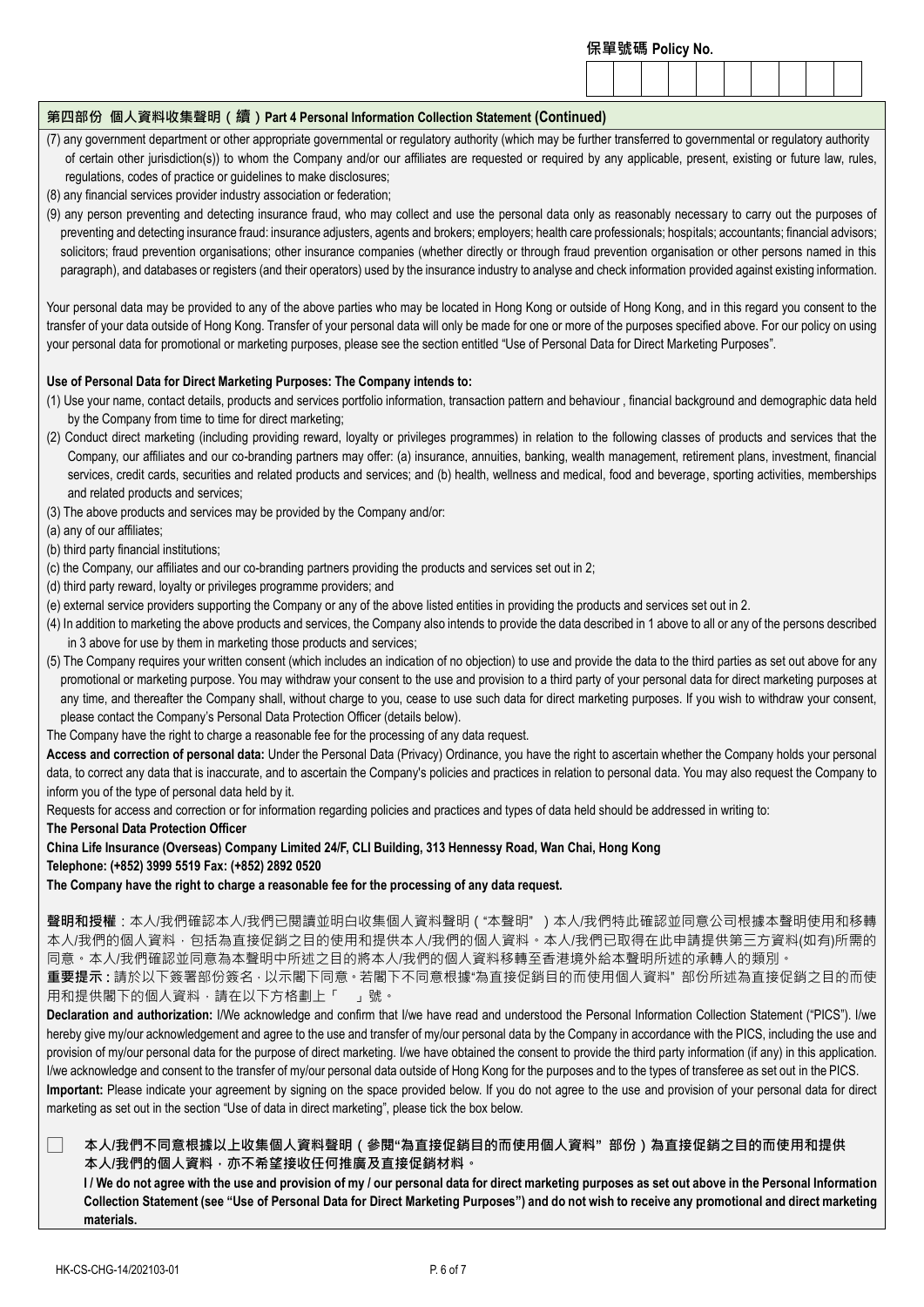**保單號碼 Policy No.**

## 第四部份 個人資料收集聲明（續）Part 4 Personal Information Collection Statement (Continued)

(7) any government department or other appropriate governmental or regulatory authority (which may be further transferred to governmental or regulatory authority of certain other jurisdiction(s)) to whom the Company and/or our affiliates are requested or required by any applicable, present, existing or future law, rules, regulations, codes of practice or guidelines to make disclosures;

(8) any financial services provider industry association or federation;

(9) any person preventing and detecting insurance fraud, who may collect and use the personal data only as reasonably necessary to carry out the purposes of preventing and detecting insurance fraud: insurance adjusters, agents and brokers; employers; health care professionals; hospitals; accountants; financial advisors; solicitors; fraud prevention organisations; other insurance companies (whether directly or through fraud prevention organisation or other persons named in this paragraph), and databases or registers (and their operators) used by the insurance industry to analyse and check information provided against existing information.

Your personal data may be provided to any of the above parties who may be located in Hong Kong or outside of Hong Kong, and in this regard you consent to the transfer of your data outside of Hong Kong. Transfer of your personal data will only be made for one or more of the purposes specified above. For our policy on using your personal data for promotional or marketing purposes, please see the section entitled "Use of Personal Data for Direct Marketing Purposes".

**Use of Personal Data for Direct Marketing Purposes: The Company intends to:**

(1) Use your name, contact details, products and services portfolio information, transaction pattern and behaviour , financial background and demographic data held by the Company from time to time for direct marketing;

(2) Conduct direct marketing (including providing reward, loyalty or privileges programmes) in relation to the following classes of products and services that the Company, our affiliates and our co-branding partners may offer: (a) insurance, annuities, banking, wealth management, retirement plans, investment, financial services, credit cards, securities and related products and services; and (b) health, wellness and medical, food and beverage, sporting activities, memberships and related products and services;

(3) The above products and services may be provided by the Company and/or:

(a) any of our affiliates;

(b) third party financial institutions;

(c) the Company, our affiliates and our co-branding partners providing the products and services set out in 2;

(d) third party reward, loyalty or privileges programme providers; and

(e) external service providers supporting the Company or any of the above listed entities in providing the products and services set out in 2.

(4) In addition to marketing the above products and services, the Company also intends to provide the data described in 1 above to all or any of the persons described in 3 above for use by them in marketing those products and services;

(5) The Company requires your written consent (which includes an indication of no objection) to use and provide the data to the third parties as set out above for any promotional or marketing purpose. You may withdraw your consent to the use and provision to a third party of your personal data for direct marketing purposes at any time, and thereafter the Company shall, without charge to you, cease to use such data for direct marketing purposes. If you wish to withdraw your consent, please contact the Company's Personal Data Protection Officer (details below).

The Company have the right to charge a reasonable fee for the processing of any data request.

**Access and correction of personal data:** Under the Personal Data (Privacy) Ordinance, you have the right to ascertain whether the Company holds your personal data, to correct any data that is inaccurate, and to ascertain the Company's policies and practices in relation to personal data. You may also request the Company to inform you of the type of personal data held by it.

Requests for access and correction or for information regarding policies and practices and types of data held should be addressed in writing to:

**The Personal Data Protection Officer**

**China Life Insurance (Overseas) Company Limited 24/F, CLI Building, 313 Hennessy Road, Wan Chai, Hong Kong**

**Telephone: (+852) 3999 5519 Fax: (+852) 2892 0520**

**The Company have the right to charge a reasonable fee for the processing of any data request.**

**聲明和授權**：本人/我們確認本人/我們已閱讀並明白收集個人資料聲明（"本聲明"）本人/我們特此確認並同意公司根據本聲明使用和移轉本人/我們的個人資料，包括為直接促銷之目的使用和提供本人/我們的個人資料。本人/我們已取得在此申請提供第三方資料(如有)所需的同意。本人/我們確認並同意為本聲明中所述之目的將本人/我們的個人資料移轉至香港境外給本聲明所述的承轉人的類別。

**重要提示：**請於以下簽署部份簽名，以示閣下同意。若閣下不同意根據"為直接促銷目的而使用個人資料" 部份所述為直接促銷之目的而使用和提供閣下的個人資料，請在以下方格劃上「 」號。

**Declaration and authorization:** I/We acknowledge and confirm that I/we have read and understood the Personal Information Collection Statement ("PICS"). I/we hereby give my/our acknowledgement and agree to the use and transfer of my/our personal data by the Company in accordance with the PICS, including the use and provision of my/our personal data for the purpose of direct marketing. I/we have obtained the consent to provide the third party information (if any) in this application. I/we acknowledge and consent to the transfer of my/our personal data outside of Hong Kong for the purposes and to the types of transferee as set out in the PICS.

**Important:** Please indicate your agreement by signing on the space provided below. If you do not agree to the use and provision of your personal data for direct marketing as set out in the section "Use of data in direct marketing", please tick the box below.

☐ **本人/我們不同意根據以上收集個人資料聲明（參閱"為直接促銷目的而使用個人資料" 部份）為直接促銷之目的而使用和提供本人/我們的個人資料，亦不希望接收任何推廣及直接促銷材料。**

**I / We do not agree with the use and provision of my / our personal data for direct marketing purposes as set out above in the Personal Information Collection Statement (see "Use of Personal Data for Direct Marketing Purposes") and do not wish to receive any promotional and direct marketing materials.**

HK-CS-CHG-14/202103-01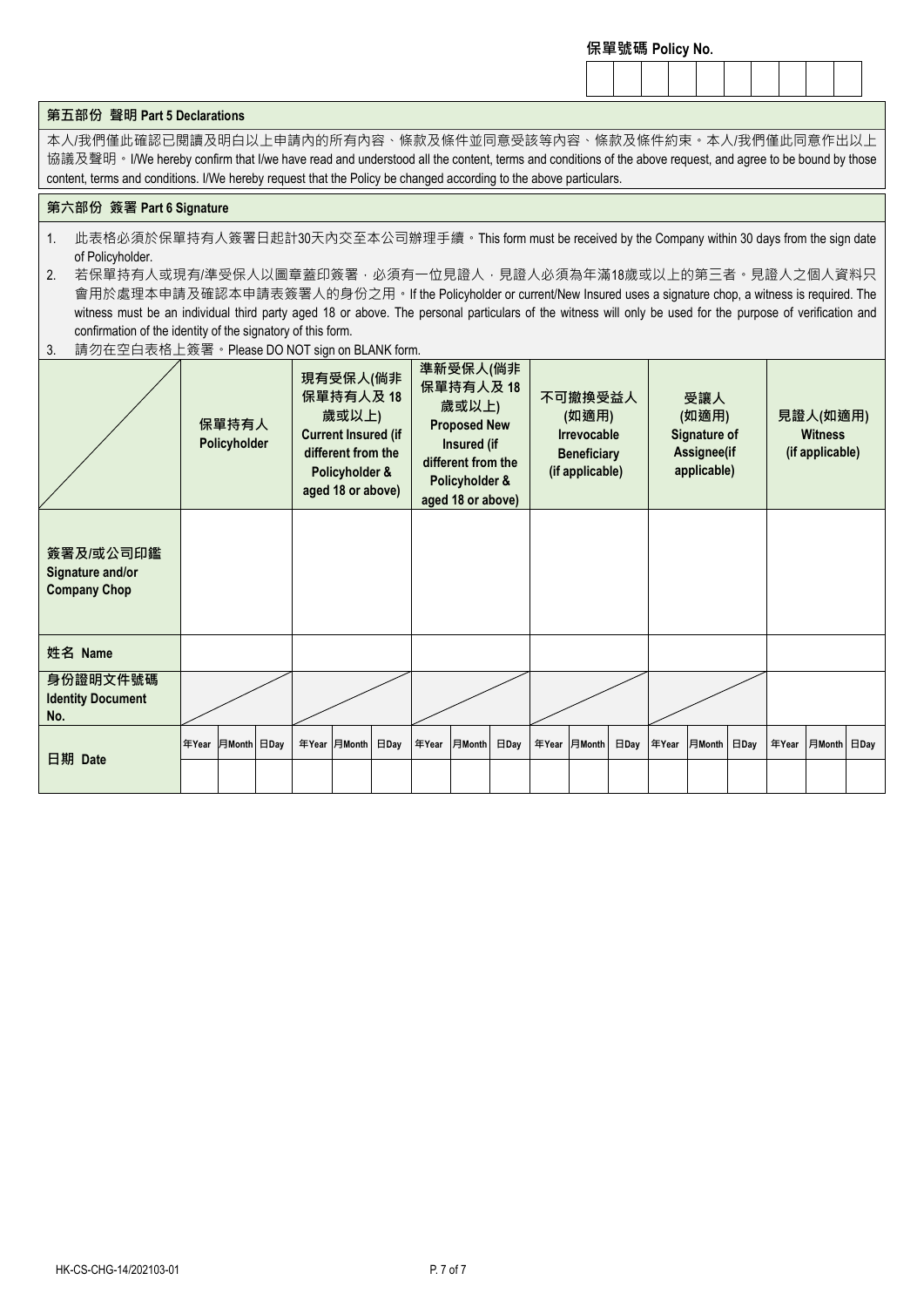保單號碼 Policy No.

| | | | | | | | | | |
|---|---|---|---|---|---|---|---|---|---|
| | | | | | | | | | |

## 第五部份 聲明 Part 5 Declarations

本人/我們僅此確認已閱讀及明白以上申請內的所有內容、條款及條件並同意受該等內容、條款及條件約束。本人/我們僅此同意作出以上協議及聲明。I/We hereby confirm that I/we have read and understood all the content, terms and conditions of the above request, and agree to be bound by those content, terms and conditions. I/We hereby request that the Policy be changed according to the above particulars.

## 第六部份 簽署 Part 6 Signature

1. 此表格必須於保單持有人簽署日起計30天內交至本公司辦理手續。This form must be received by the Company within 30 days from the sign date of Policyholder.
2. 若保單持有人或現有/準受保人以圖章蓋印簽署，必須有一位見證人，見證人必須為年滿18歲或以上的第三者。見證人之個人資料只會用於處理本申請及確認本申請表簽署人的身份之用。If the Policyholder or current/New Insured uses a signature chop, a witness is required. The witness must be an individual third party aged 18 or above. The personal particulars of the witness will only be used for the purpose of verification and confirmation of the identity of the signatory of this form.
3. 請勿在空白表格上簽署。Please DO NOT sign on BLANK form.

| | 保單持有人 Policyholder | | | 現有受保人(倘非保單持有人及 18 歲或以上) Current Insured (if different from the Policyholder & aged 18 or above) | | | 準新受保人(倘非保單持有人及 18 歲或以上) Proposed New Insured (if different from the Policyholder & aged 18 or above) | | | 不可撤換受益人 (如適用) Irrevocable Beneficiary (if applicable) | | | 受讓人 (如適用) Signature of Assignee(if applicable) | | | 見證人(如適用) Witness (if applicable) | | |
|---|---|---|---|---|---|---|---|---|---|---|---|---|---|---|---|---|---|---|
| 簽署及/或公司印鑑 Signature and/or Company Chop | | | | | | | | | | | | | | | | | | |
| 姓名 Name | | | | | | | | | | | | | | | | | | |
| 身份證明文件號碼 Identity Document No. | | | | | | | | | | | | | | | | | | |
| 日期 Date | 年Year | 月Month | 日Day | 年Year | 月Month | 日Day | 年Year | 月Month | 日Day | 年Year | 月Month | 日Day | 年Year | 月Month | 日Day | 年Year | 月Month | 日Day |
| | | | | | | | | | | | | | | | | | | |

HK-CS-CHG-14/202103-01